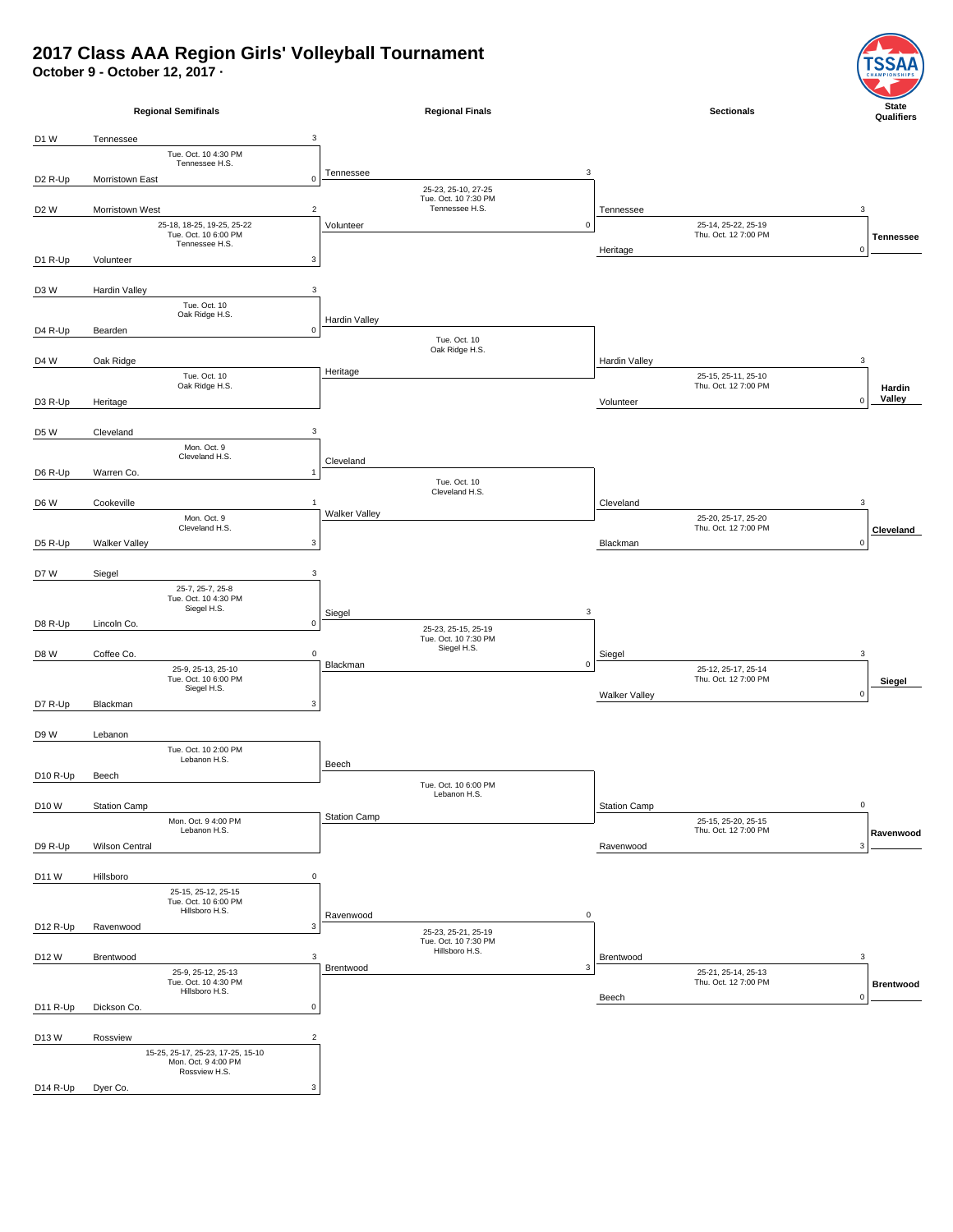# 2017 Class AAA Region Girls' Volleyball Tournament

**October 9 - October 12, 2017 ·**

## Regional Semifinals

| Seed | Team | Score | Match Info |
|---|---|---|---|
| D1 W | Tennessee | 3 | Tue. Oct. 10 4:30 PM, Tennessee H.S. |
| D2 R-Up | Morristown East | 0 | |
| D2 W | Morristown West | 2 | 25-18, 18-25, 19-25, 25-22; Tue. Oct. 10 6:00 PM, Tennessee H.S. |
| D1 R-Up | Volunteer | 3 | |
| D3 W | Hardin Valley | 3 | Tue. Oct. 10, Oak Ridge H.S. |
| D4 R-Up | Bearden | 0 | |
| D4 W | Oak Ridge | | Tue. Oct. 10, Oak Ridge H.S. |
| D3 R-Up | Heritage | | |
| D5 W | Cleveland | 3 | Mon. Oct. 9, Cleveland H.S. |
| D6 R-Up | Warren Co. | 1 | |
| D6 W | Cookeville | 1 | Mon. Oct. 9, Cleveland H.S. |
| D5 R-Up | Walker Valley | 3 | |
| D7 W | Siegel | 3 | 25-7, 25-7, 25-8; Tue. Oct. 10 4:30 PM, Siegel H.S. |
| D8 R-Up | Lincoln Co. | 0 | |
| D8 W | Coffee Co. | 0 | 25-9, 25-13, 25-10; Tue. Oct. 10 6:00 PM, Siegel H.S. |
| D7 R-Up | Blackman | 3 | |
| D9 W | Lebanon | | Tue. Oct. 10 2:00 PM, Lebanon H.S. |
| D10 R-Up | Beech | | |
| D10 W | Station Camp | | Mon. Oct. 9 4:00 PM, Lebanon H.S. |
| D9 R-Up | Wilson Central | | |
| D11 W | Hillsboro | 0 | 25-15, 25-12, 25-15; Tue. Oct. 10 6:00 PM, Hillsboro H.S. |
| D12 R-Up | Ravenwood | 3 | |
| D12 W | Brentwood | 3 | 25-9, 25-12, 25-13; Tue. Oct. 10 4:30 PM, Hillsboro H.S. |
| D11 R-Up | Dickson Co. | 0 | |
| D13 W | Rossview | 2 | 15-25, 25-17, 25-23, 17-25, 15-10; Mon. Oct. 9 4:00 PM, Rossview H.S. |
| D14 R-Up | Dyer Co. | 3 | |

## Regional Finals

| Team | Score | Match Info |
|---|---|---|
| Tennessee | 3 | 25-23, 25-10, 27-25; Tue. Oct. 10 7:30 PM, Tennessee H.S. |
| Volunteer | 0 | |
| Hardin Valley | | Tue. Oct. 10, Oak Ridge H.S. |
| Heritage | | |
| Cleveland | | Tue. Oct. 10, Cleveland H.S. |
| Walker Valley | | |
| Siegel | 3 | 25-23, 25-15, 25-19; Tue. Oct. 10 7:30 PM, Siegel H.S. |
| Blackman | 0 | |
| Beech | | Tue. Oct. 10 6:00 PM, Lebanon H.S. |
| Station Camp | | |
| Ravenwood | 0 | 25-23, 25-21, 25-19; Tue. Oct. 10 7:30 PM, Hillsboro H.S. |
| Brentwood | 3 | |

## Sectionals

| Team | Score | Match Info |
|---|---|---|
| Tennessee | 3 | 25-14, 25-22, 25-19; Thu. Oct. 12 7:00 PM |
| Heritage | 0 | |
| Hardin Valley | 3 | 25-15, 25-11, 25-10; Thu. Oct. 12 7:00 PM |
| Volunteer | 0 | |
| Cleveland | 3 | 25-20, 25-17, 25-20; Thu. Oct. 12 7:00 PM |
| Blackman | 0 | |
| Siegel | 3 | 25-12, 25-17, 25-14; Thu. Oct. 12 7:00 PM |
| Walker Valley | 0 | |
| Station Camp | 0 | 25-15, 25-20, 25-15; Thu. Oct. 12 7:00 PM |
| Ravenwood | 3 | |
| Brentwood | 3 | 25-21, 25-14, 25-13; Thu. Oct. 12 7:00 PM |
| Beech | 0 | |

## State Qualifiers

- **Tennessee**
- **Hardin Valley**
- **Cleveland**
- **Siegel**
- **Ravenwood**
- **Brentwood**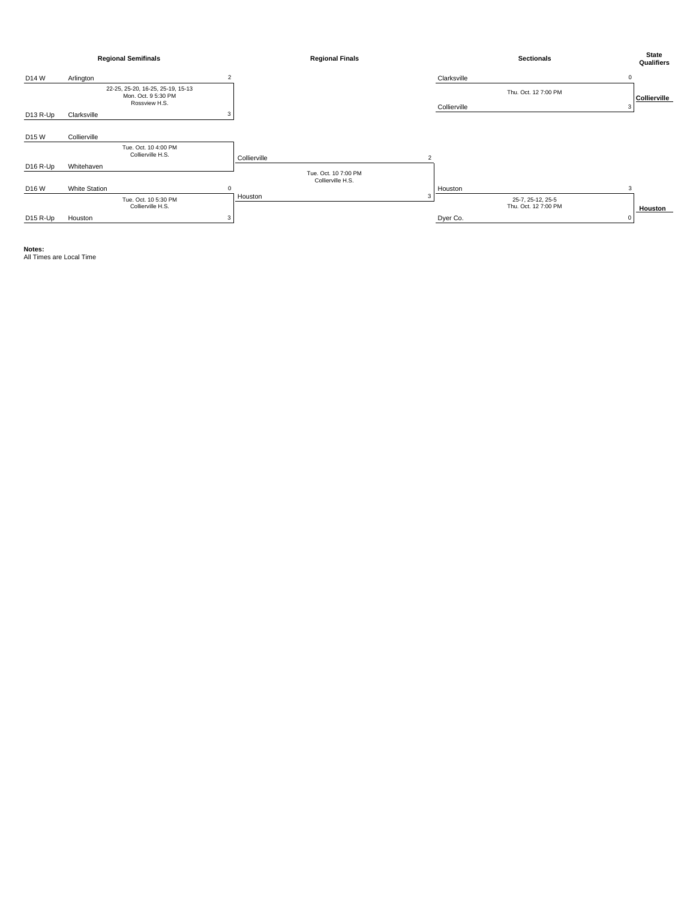| Regional Semifinals | | | | Regional Finals | | | Sectionals | | | State Qualifiers |
|---|---|---|---|---|---|---|---|---|---|---|
| D14 W | Arlington | 2 | | | | | Clarksville | 0 | | |
| | 22-25, 25-20, 16-25, 25-19, 15-13<br>Mon. Oct. 9 5:30 PM<br>Rossview H.S. | | | | | | Thu. Oct. 12 7:00 PM | | | Collierville |
| D13 R-Up | Clarksville | 3 | | | | | Collierville | 3 | | |
| D15 W | Collierville | | | | | | | | | |
| | Tue. Oct. 10 4:00 PM<br>Collierville H.S. | | | Collierville | 2 | | | | | |
| D16 R-Up | Whitehaven | | | | Tue. Oct. 10 7:00 PM<br>Collierville H.S. | | | | | |
| D16 W | White Station | 0 | | | | | Houston | 3 | | |
| | Tue. Oct. 10 5:30 PM<br>Collierville H.S. | | | Houston | 3 | | 25-7, 25-12, 25-5<br>Thu. Oct. 12 7:00 PM | | | Houston |
| D15 R-Up | Houston | 3 | | | | | Dyer Co. | 0 | | |

**Notes:**
All Times are Local Time